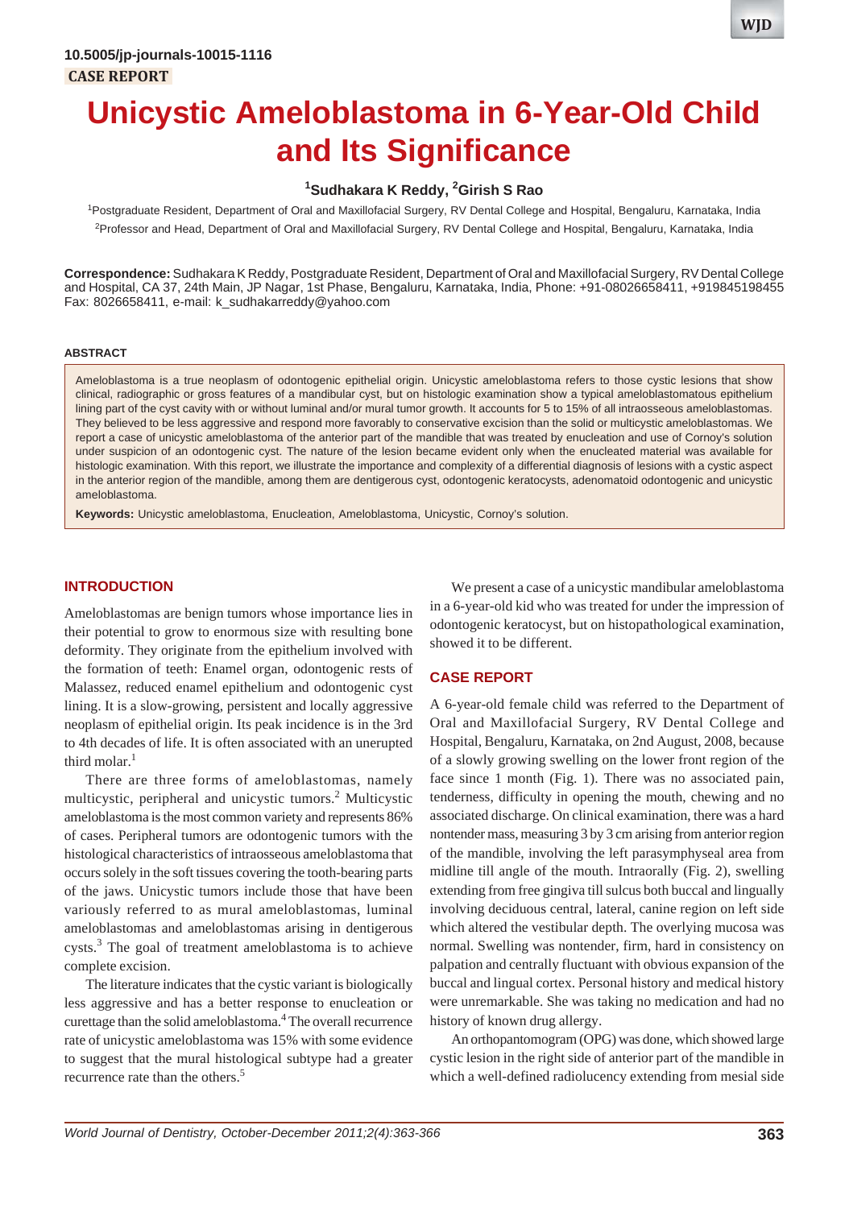10.5005/jp-journals-10015-1116

CASE REPORT

# Unicystic Ameloblastoma in 6-Year-Old Child and Its Significance

**[1]Sudhakara K Reddy, [2]Girish S Rao**

[1]Postgraduate Resident, Department of Oral and Maxillofacial Surgery, RV Dental College and Hospital, Bengaluru, Karnataka, India

[2]Professor and Head, Department of Oral and Maxillofacial Surgery, RV Dental College and Hospital, Bengaluru, Karnataka, India

**Correspondence:** Sudhakara K Reddy, Postgraduate Resident, Department of Oral and Maxillofacial Surgery, RV Dental College and Hospital, CA 37, 24th Main, JP Nagar, 1st Phase, Bengaluru, Karnataka, India, Phone: +91-08026658411, +919845198455 Fax: 8026658411, e-mail: k_sudhakarreddy@yahoo.com

## ABSTRACT

Ameloblastoma is a true neoplasm of odontogenic epithelial origin. Unicystic ameloblastoma refers to those cystic lesions that show clinical, radiographic or gross features of a mandibular cyst, but on histologic examination show a typical ameloblastomatous epithelium lining part of the cyst cavity with or without luminal and/or mural tumor growth. It accounts for 5 to 15% of all intraosseous ameloblastomas. They believed to be less aggressive and respond more favorably to conservative excision than the solid or multicystic ameloblastomas. We report a case of unicystic ameloblastoma of the anterior part of the mandible that was treated by enucleation and use of Cornoy's solution under suspicion of an odontogenic cyst. The nature of the lesion became evident only when the enucleated material was available for histologic examination. With this report, we illustrate the importance and complexity of a differential diagnosis of lesions with a cystic aspect in the anterior region of the mandible, among them are dentigerous cyst, odontogenic keratocysts, adenomatoid odontogenic and unicystic ameloblastoma.

**Keywords:** Unicystic ameloblastoma, Enucleation, Ameloblastoma, Unicystic, Cornoy's solution.

## INTRODUCTION

Ameloblastomas are benign tumors whose importance lies in their potential to grow to enormous size with resulting bone deformity. They originate from the epithelium involved with the formation of teeth: Enamel organ, odontogenic rests of Malassez, reduced enamel epithelium and odontogenic cyst lining. It is a slow-growing, persistent and locally aggressive neoplasm of epithelial origin. Its peak incidence is in the 3rd to 4th decades of life. It is often associated with an unerupted third molar.[1]

There are three forms of ameloblastomas, namely multicystic, peripheral and unicystic tumors.[2] Multicystic ameloblastoma is the most common variety and represents 86% of cases. Peripheral tumors are odontogenic tumors with the histological characteristics of intraosseous ameloblastoma that occurs solely in the soft tissues covering the tooth-bearing parts of the jaws. Unicystic tumors include those that have been variously referred to as mural ameloblastomas, luminal ameloblastomas and ameloblastomas arising in dentigerous cysts.[3] The goal of treatment ameloblastoma is to achieve complete excision.

The literature indicates that the cystic variant is biologically less aggressive and has a better response to enucleation or curettage than the solid ameloblastoma.[4] The overall recurrence rate of unicystic ameloblastoma was 15% with some evidence to suggest that the mural histological subtype had a greater recurrence rate than the others.[5]

We present a case of a unicystic mandibular ameloblastoma in a 6-year-old kid who was treated for under the impression of odontogenic keratocyst, but on histopathological examination, showed it to be different.

## CASE REPORT

A 6-year-old female child was referred to the Department of Oral and Maxillofacial Surgery, RV Dental College and Hospital, Bengaluru, Karnataka, on 2nd August, 2008, because of a slowly growing swelling on the lower front region of the face since 1 month (Fig. 1). There was no associated pain, tenderness, difficulty in opening the mouth, chewing and no associated discharge. On clinical examination, there was a hard nontender mass, measuring 3 by 3 cm arising from anterior region of the mandible, involving the left parasymphyseal area from midline till angle of the mouth. Intraorally (Fig. 2), swelling extending from free gingiva till sulcus both buccal and lingually involving deciduous central, lateral, canine region on left side which altered the vestibular depth. The overlying mucosa was normal. Swelling was nontender, firm, hard in consistency on palpation and centrally fluctuant with obvious expansion of the buccal and lingual cortex. Personal history and medical history were unremarkable. She was taking no medication and had no history of known drug allergy.

An orthopantomogram (OPG) was done, which showed large cystic lesion in the right side of anterior part of the mandible in which a well-defined radiolucency extending from mesial side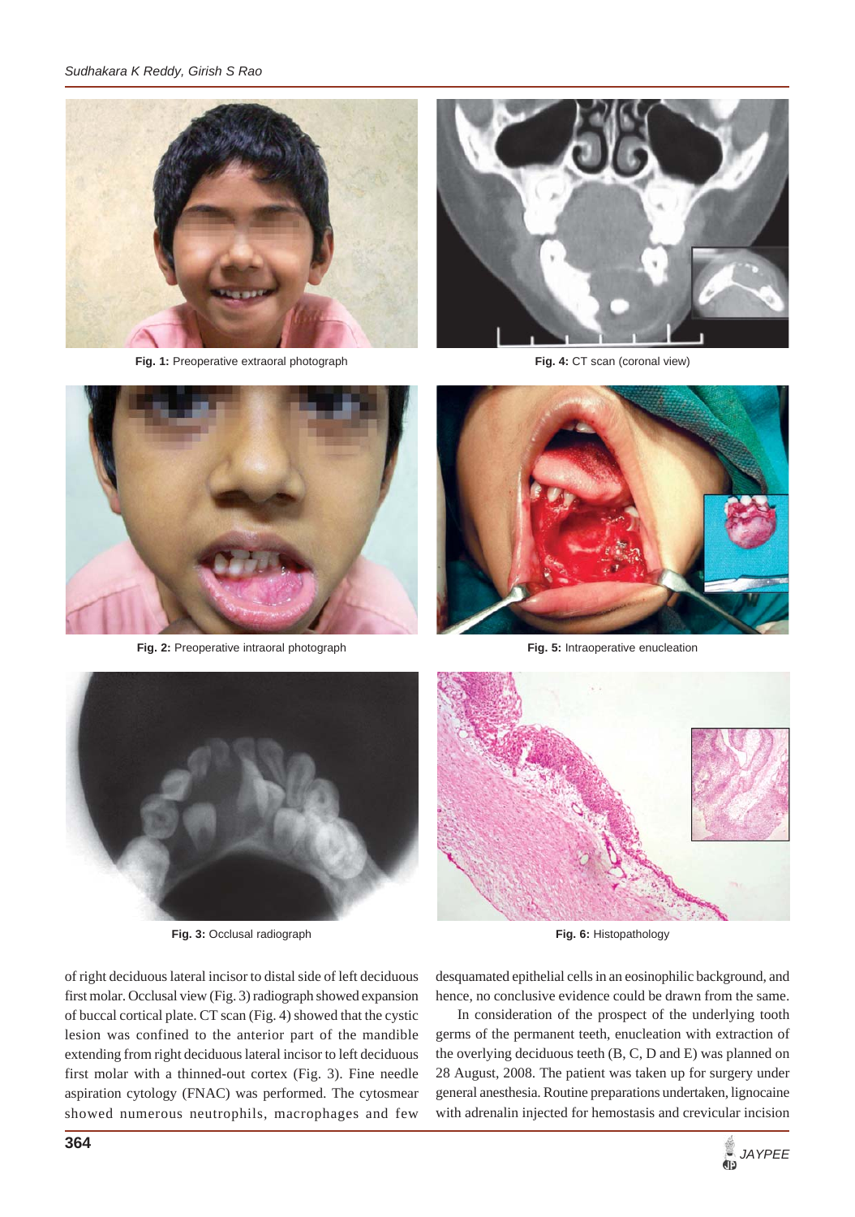Fig. 1: Preoperative extraoral photograph

Fig. 4: CT scan (coronal view)

Fig. 2: Preoperative intraoral photograph

Fig. 5: Intraoperative enucleation

Fig. 3: Occlusal radiograph

Fig. 6: Histopathology

of right deciduous lateral incisor to distal side of left deciduous first molar. Occlusal view (Fig. 3) radiograph showed expansion of buccal cortical plate. CT scan (Fig. 4) showed that the cystic lesion was confined to the anterior part of the mandible extending from right deciduous lateral incisor to left deciduous first molar with a thinned-out cortex (Fig. 3). Fine needle aspiration cytology (FNAC) was performed. The cytosmear showed numerous neutrophils, macrophages and few desquamated epithelial cells in an eosinophilic background, and hence, no conclusive evidence could be drawn from the same.

In consideration of the prospect of the underlying tooth germs of the permanent teeth, enucleation with extraction of the overlying deciduous teeth (B, C, D and E) was planned on 28 August, 2008. The patient was taken up for surgery under general anesthesia. Routine preparations undertaken, lignocaine with adrenalin injected for hemostasis and crevicular incision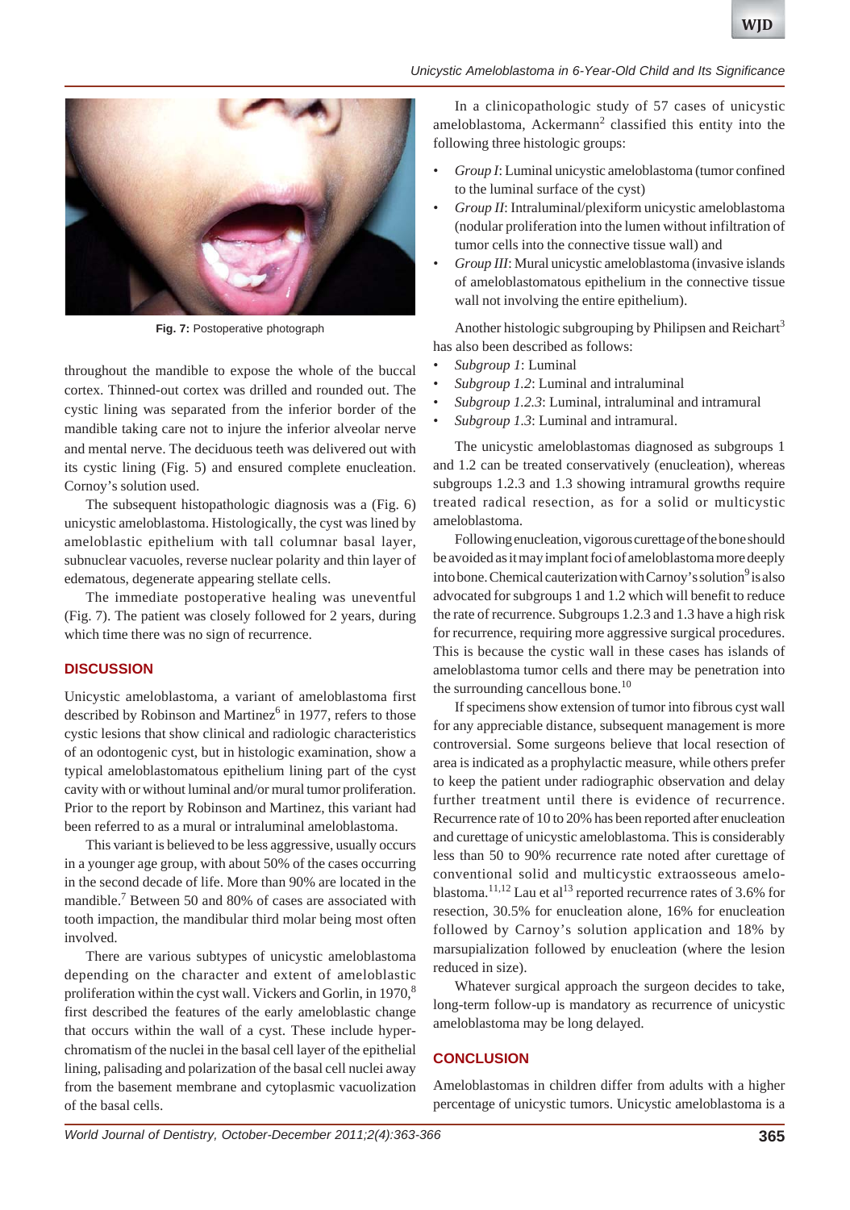Fig. 7: Postoperative photograph

throughout the mandible to expose the whole of the buccal cortex. Thinned-out cortex was drilled and rounded out. The cystic lining was separated from the inferior border of the mandible taking care not to injure the inferior alveolar nerve and mental nerve. The deciduous teeth was delivered out with its cystic lining (Fig. 5) and ensured complete enucleation. Cornoy's solution used.

The subsequent histopathologic diagnosis was a (Fig. 6) unicystic ameloblastoma. Histologically, the cyst was lined by ameloblastic epithelium with tall columnar basal layer, subnuclear vacuoles, reverse nuclear polarity and thin layer of edematous, degenerate appearing stellate cells.

The immediate postoperative healing was uneventful (Fig. 7). The patient was closely followed for 2 years, during which time there was no sign of recurrence.

## DISCUSSION

Unicystic ameloblastoma, a variant of ameloblastoma first described by Robinson and Martinez[6] in 1977, refers to those cystic lesions that show clinical and radiologic characteristics of an odontogenic cyst, but in histologic examination, show a typical ameloblastomatous epithelium lining part of the cyst cavity with or without luminal and/or mural tumor proliferation. Prior to the report by Robinson and Martinez, this variant had been referred to as a mural or intraluminal ameloblastoma.

This variant is believed to be less aggressive, usually occurs in a younger age group, with about 50% of the cases occurring in the second decade of life. More than 90% are located in the mandible.[7] Between 50 and 80% of cases are associated with tooth impaction, the mandibular third molar being most often involved.

There are various subtypes of unicystic ameloblastoma depending on the character and extent of ameloblastic proliferation within the cyst wall. Vickers and Gorlin, in 1970,[8] first described the features of the early ameloblastic change that occurs within the wall of a cyst. These include hyperchromatism of the nuclei in the basal cell layer of the epithelial lining, palisading and polarization of the basal cell nuclei away from the basement membrane and cytoplasmic vacuolization of the basal cells.

In a clinicopathologic study of 57 cases of unicystic ameloblastoma, Ackermann[2] classified this entity into the following three histologic groups:

- *Group I*: Luminal unicystic ameloblastoma (tumor confined to the luminal surface of the cyst)
- *Group II*: Intraluminal/plexiform unicystic ameloblastoma (nodular proliferation into the lumen without infiltration of tumor cells into the connective tissue wall) and
- *Group III*: Mural unicystic ameloblastoma (invasive islands of ameloblastomatous epithelium in the connective tissue wall not involving the entire epithelium).

Another histologic subgrouping by Philipsen and Reichart[3] has also been described as follows:

- *Subgroup 1*: Luminal
- *Subgroup 1.2*: Luminal and intraluminal
- *Subgroup 1.2.3*: Luminal, intraluminal and intramural
- *Subgroup 1.3*: Luminal and intramural.

The unicystic ameloblastomas diagnosed as subgroups 1 and 1.2 can be treated conservatively (enucleation), whereas subgroups 1.2.3 and 1.3 showing intramural growths require treated radical resection, as for a solid or multicystic ameloblastoma.

Following enucleation, vigorous curettage of the bone should be avoided as it may implant foci of ameloblastoma more deeply into bone. Chemical cauterization with Carnoy's solution[9] is also advocated for subgroups 1 and 1.2 which will benefit to reduce the rate of recurrence. Subgroups 1.2.3 and 1.3 have a high risk for recurrence, requiring more aggressive surgical procedures. This is because the cystic wall in these cases has islands of ameloblastoma tumor cells and there may be penetration into the surrounding cancellous bone.[10]

If specimens show extension of tumor into fibrous cyst wall for any appreciable distance, subsequent management is more controversial. Some surgeons believe that local resection of area is indicated as a prophylactic measure, while others prefer to keep the patient under radiographic observation and delay further treatment until there is evidence of recurrence. Recurrence rate of 10 to 20% has been reported after enucleation and curettage of unicystic ameloblastoma. This is considerably less than 50 to 90% recurrence rate noted after curettage of conventional solid and multicystic extraosseous ameloblastoma.[11,12] Lau et al[13] reported recurrence rates of 3.6% for resection, 30.5% for enucleation alone, 16% for enucleation followed by Carnoy's solution application and 18% by marsupialization followed by enucleation (where the lesion reduced in size).

Whatever surgical approach the surgeon decides to take, long-term follow-up is mandatory as recurrence of unicystic ameloblastoma may be long delayed.

## CONCLUSION

Ameloblastomas in children differ from adults with a higher percentage of unicystic tumors. Unicystic ameloblastoma is a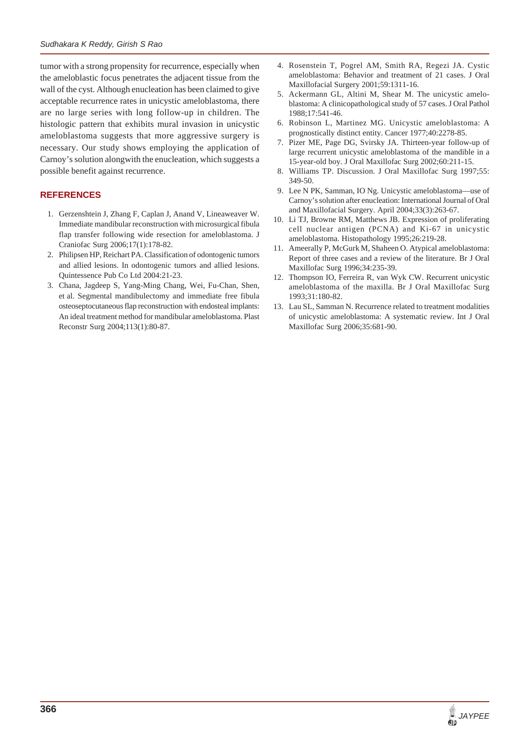tumor with a strong propensity for recurrence, especially when the ameloblastic focus penetrates the adjacent tissue from the wall of the cyst. Although enucleation has been claimed to give acceptable recurrence rates in unicystic ameloblastoma, there are no large series with long follow-up in children. The histologic pattern that exhibits mural invasion in unicystic ameloblastoma suggests that more aggressive surgery is necessary. Our study shows employing the application of Carnoy's solution alongwith the enucleation, which suggests a possible benefit against recurrence.

## REFERENCES

1. Gerzenshtein J, Zhang F, Caplan J, Anand V, Lineaweaver W. Immediate mandibular reconstruction with microsurgical fibula flap transfer following wide resection for ameloblastoma. J Craniofac Surg 2006;17(1):178-82.
2. Philipsen HP, Reichart PA. Classification of odontogenic tumors and allied lesions. In odontogenic tumors and allied lesions. Quintessence Pub Co Ltd 2004:21-23.
3. Chana, Jagdeep S, Yang-Ming Chang, Wei, Fu-Chan, Shen, et al. Segmental mandibulectomy and immediate free fibula osteoseptocutaneous flap reconstruction with endosteal implants: An ideal treatment method for mandibular ameloblastoma. Plast Reconstr Surg 2004;113(1):80-87.
4. Rosenstein T, Pogrel AM, Smith RA, Regezi JA. Cystic ameloblastoma: Behavior and treatment of 21 cases. J Oral Maxillofacial Surgery 2001;59:1311-16.
5. Ackermann GL, Altini M, Shear M. The unicystic ameloblastoma: A clinicopathological study of 57 cases. J Oral Pathol 1988;17:541-46.
6. Robinson L, Martinez MG. Unicystic ameloblastoma: A prognostically distinct entity. Cancer 1977;40:2278-85.
7. Pizer ME, Page DG, Svirsky JA. Thirteen-year follow-up of large recurrent unicystic ameloblastoma of the mandible in a 15-year-old boy. J Oral Maxillofac Surg 2002;60:211-15.
8. Williams TP. Discussion. J Oral Maxillofac Surg 1997;55: 349-50.
9. Lee N PK, Samman, IO Ng. Unicystic ameloblastoma—use of Carnoy's solution after enucleation: International Journal of Oral and Maxillofacial Surgery. April 2004;33(3):263-67.
10. Li TJ, Browne RM, Matthews JB. Expression of proliferating cell nuclear antigen (PCNA) and Ki-67 in unicystic ameloblastoma. Histopathology 1995;26:219-28.
11. Ameerally P, McGurk M, Shaheen O. Atypical ameloblastoma: Report of three cases and a review of the literature. Br J Oral Maxillofac Surg 1996;34:235-39.
12. Thompson IO, Ferreira R, van Wyk CW. Recurrent unicystic ameloblastoma of the maxilla. Br J Oral Maxillofac Surg 1993;31:180-82.
13. Lau SL, Samman N. Recurrence related to treatment modalities of unicystic ameloblastoma: A systematic review. Int J Oral Maxillofac Surg 2006;35:681-90.